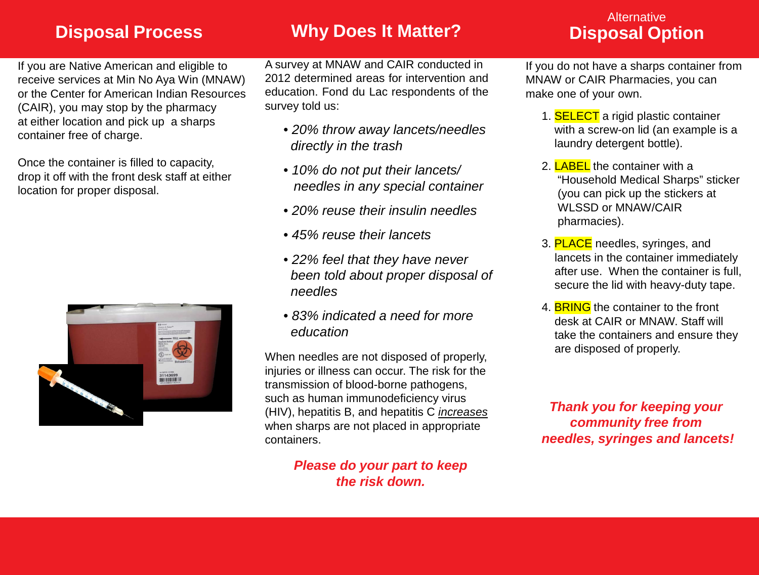## Disposal Process

If you are Native American and eligible to receive services at Min No Aya Win (MNAW) or the Center for American Indian Resources (CAIR), you may stop by the pharmacy at either location and pick up a sharps container free of charge.

Once the container is filled to capacity, drop it off with the front desk staff at either location for proper disposal.

## Why Does It Matter?

A survey at MNAW and CAIR conducted in 2012 determined areas for intervention and education. Fond du Lac respondents of the survey told us:

- *20% throw away lancets/needles directly in the trash*
- *10% do not put their lancets/ needles in any special container*
- *20% reuse their insulin needles*
- *45% reuse their lancets*
- *22% feel that they have never been told about proper disposal of needles*
- *83% indicated a need for more education*

When needles are not disposed of properly, injuries or illness can occur. The risk for the transmission of blood-borne pathogens, such as human immunodeficiency virus (HIV), hepatitis B, and hepatitis C *increases* when sharps are not placed in appropriate containers.

***Please do your part to keep the risk down.***

## Alternative Disposal Option

If you do not have a sharps container from MNAW or CAIR Pharmacies, you can make one of your own.

1. SELECT a rigid plastic container with a screw-on lid (an example is a laundry detergent bottle).
2. LABEL the container with a "Household Medical Sharps" sticker (you can pick up the stickers at WLSSD or MNAW/CAIR pharmacies).
3. PLACE needles, syringes, and lancets in the container immediately after use. When the container is full, secure the lid with heavy-duty tape.
4. BRING the container to the front desk at CAIR or MNAW. Staff will take the containers and ensure they are disposed of properly.

***Thank you for keeping your community free from needles, syringes and lancets!***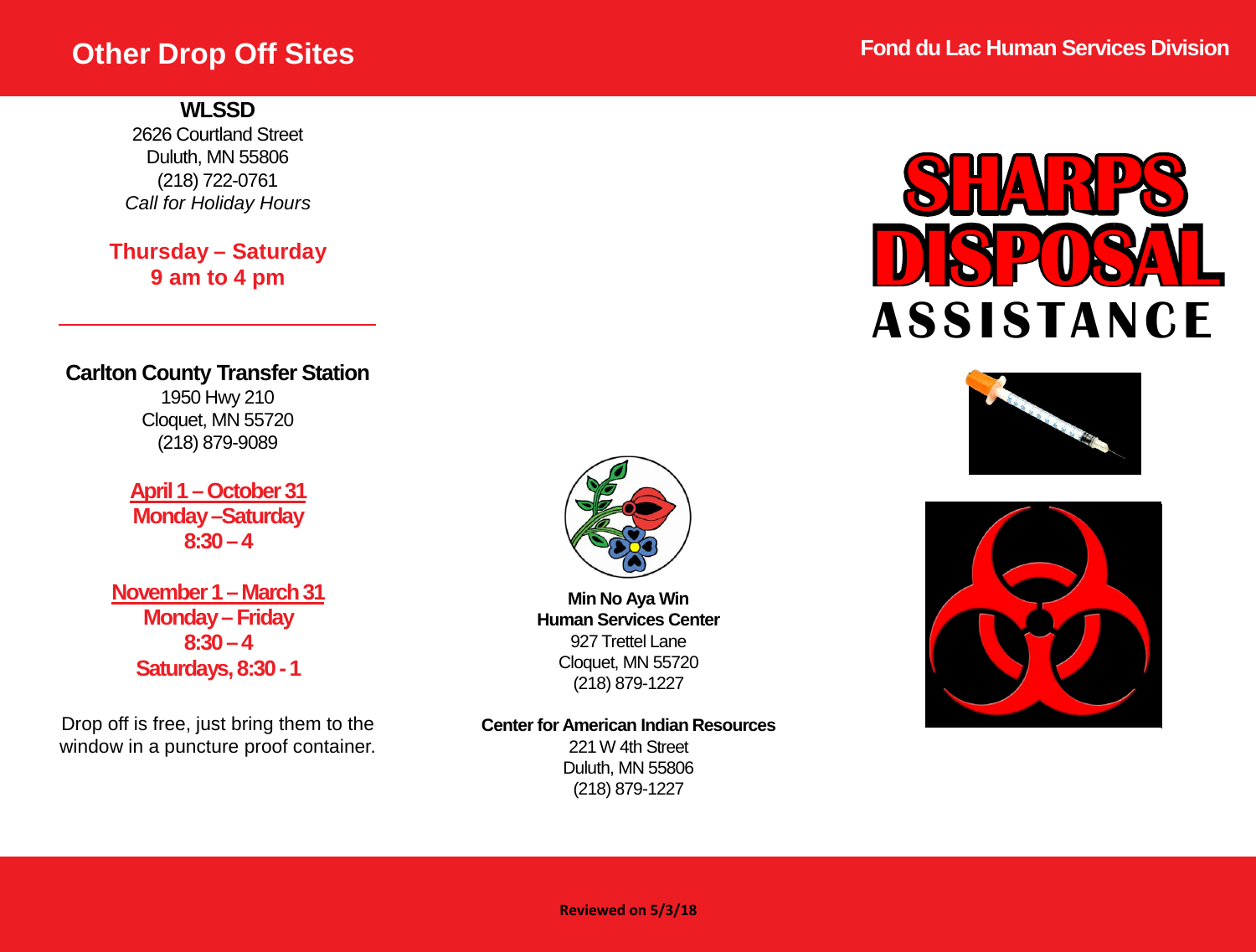## Other Drop Off Sites

**WLSSD**
2626 Courtland Street
Duluth, MN 55806
(218) 722-0761
*Call for Holiday Hours*

**Thursday – Saturday**
**9 am to 4 pm**

---

**Carlton County Transfer Station**
1950 Hwy 210
Cloquet, MN 55720
(218) 879-9089

**April 1 – October 31**
**Monday –Saturday**
**8:30 – 4**

**November 1 – March 31**
**Monday – Friday**
**8:30 – 4**
**Saturdays, 8:30 - 1**

Drop off is free, just bring them to the window in a puncture proof container.

**Min No Aya Win Human Services Center**
927 Trettel Lane
Cloquet, MN 55720
(218) 879-1227

**Center for American Indian Resources**
221 W 4th Street
Duluth, MN 55806
(218) 879-1227

**Fond du Lac Human Services Division**

# SHARPS DISPOSAL ASSISTANCE

**Reviewed on 5/3/18**